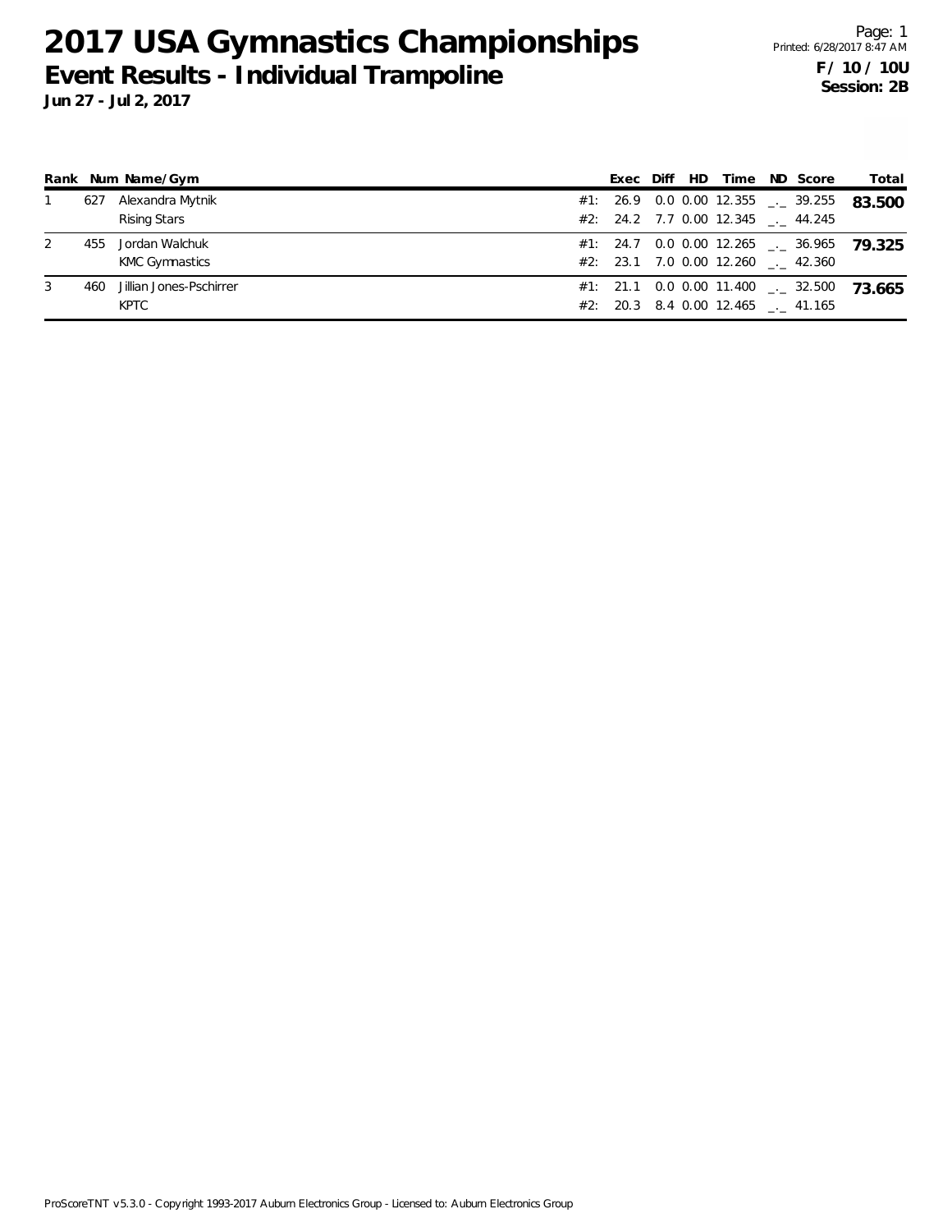# 2017 USA Gymnastics Championships

## Event Results - Individual Trampoline

**Jun 27 - Jul 2, 2017**

Page: 1
Printed: 6/28/2017 8:47 AM

**F / 10 / 10U**
**Session: 2B**

| Rank | Num | Name/Gym | | Exec | Diff | HD | Time | ND | Score | Total |
|---|---|---|---|---|---|---|---|---|---|---|
| 1 | 627 | Alexandra Mytnik | #1: | 26.9 | 0.0 | 0.00 | 12.355 | _._ | 39.255 | **83.500** |
| | | Rising Stars | #2: | 24.2 | 7.7 | 0.00 | 12.345 | _._ | 44.245 | |
| 2 | 455 | Jordan Walchuk | #1: | 24.7 | 0.0 | 0.00 | 12.265 | _._ | 36.965 | **79.325** |
| | | KMC Gymnastics | #2: | 23.1 | 7.0 | 0.00 | 12.260 | _._ | 42.360 | |
| 3 | 460 | Jillian Jones-Pschirrer | #1: | 21.1 | 0.0 | 0.00 | 11.400 | _._ | 32.500 | **73.665** |
| | | KPTC | #2: | 20.3 | 8.4 | 0.00 | 12.465 | _._ | 41.165 | |

ProScoreTNT v5.3.0 - Copyright 1993-2017 Auburn Electronics Group - Licensed to: Auburn Electronics Group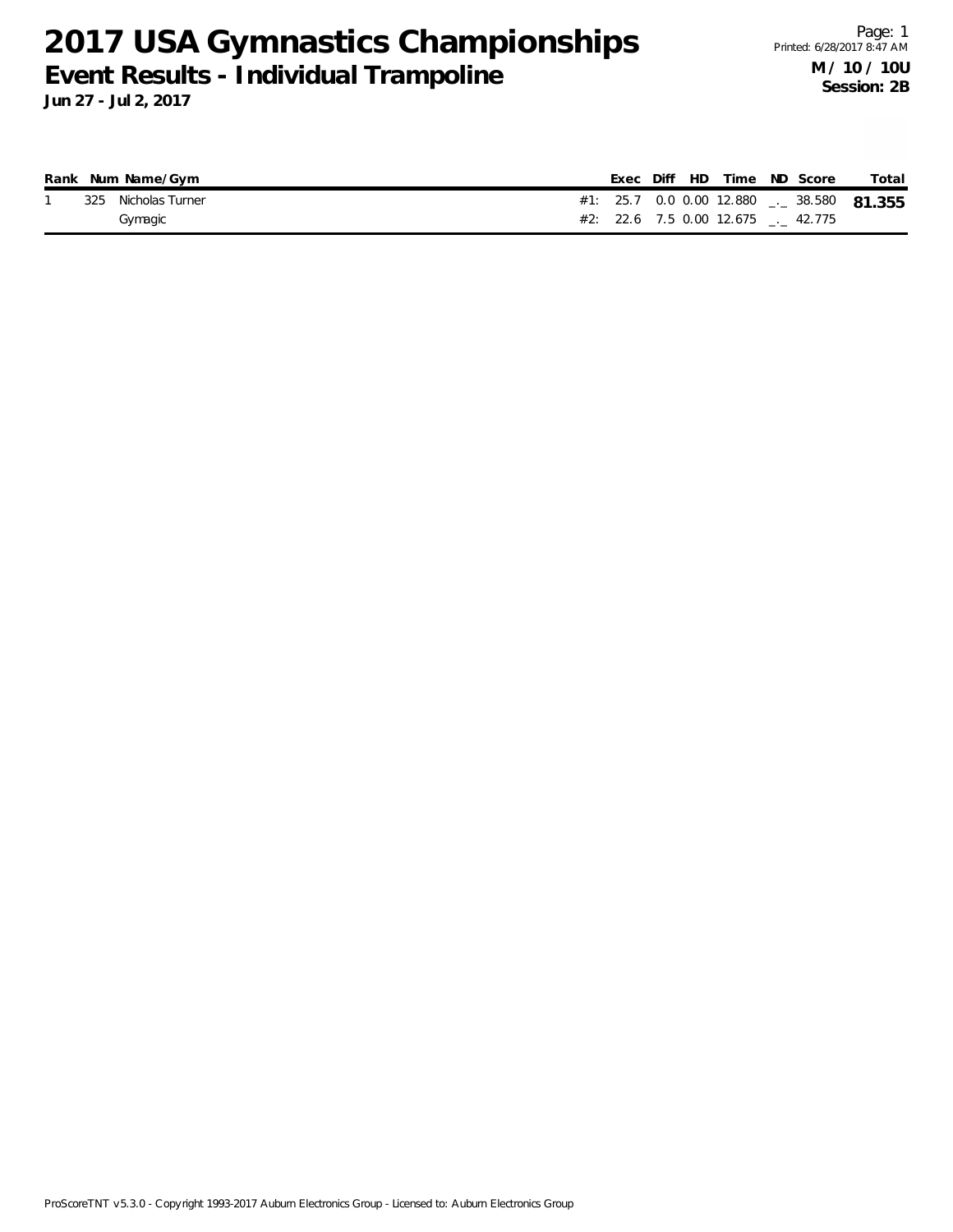# 2017 USA Gymnastics Championships

## Event Results - Individual Trampoline

**Jun 27 - Jul 2, 2017**

Printed: 6/28/2017 8:47 AM

**M / 10 / 10U**
**Session: 2B**

| Rank | Num | Name/Gym | | Exec | Diff | HD | Time | ND | Score | Total |
|---|---|---|---|---|---|---|---|---|---|---|
| 1 | 325 | Nicholas Turner | #1: | 25.7 | 0.0 | 0.00 | 12.880 | _._ | 38.580 | **81.355** |
| | | Gymagic | #2: | 22.6 | 7.5 | 0.00 | 12.675 | _._ | 42.775 | |

ProScoreTNT v5.3.0 - Copyright 1993-2017 Auburn Electronics Group - Licensed to: Auburn Electronics Group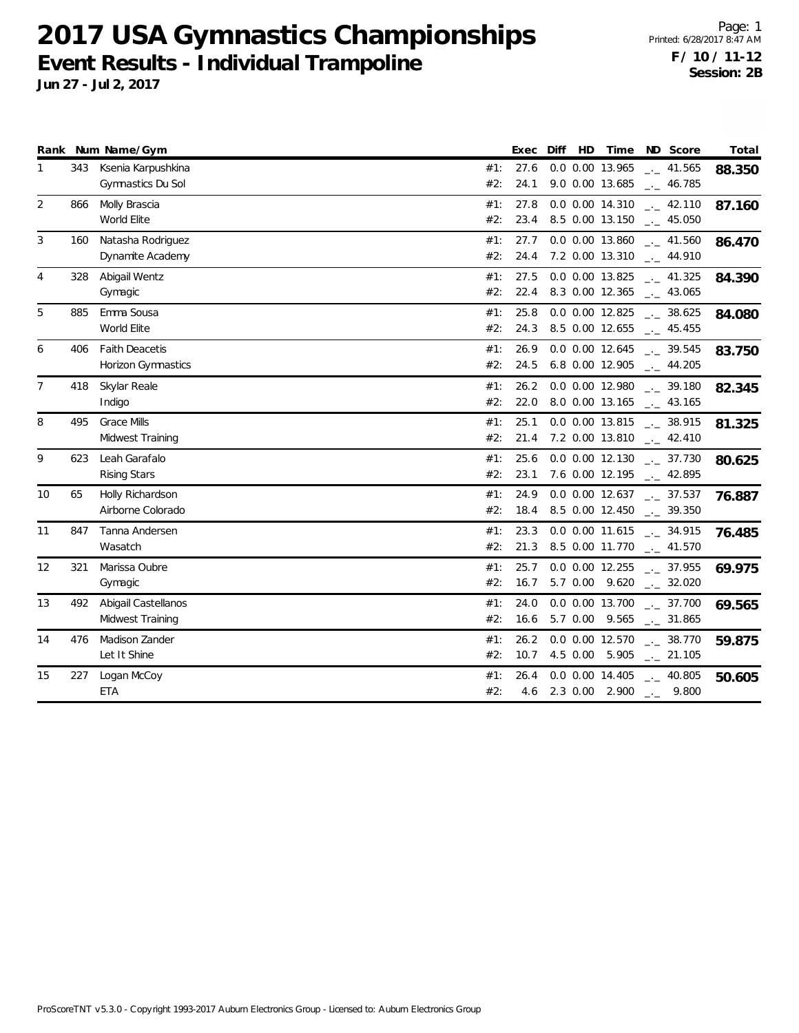# 2017 USA Gymnastics Championships

## Event Results - Individual Trampoline

**Jun 27 - Jul 2, 2017**

Printed: 6/28/2017 8:47 AM

**F / 10 / 11-12**
**Session: 2B**

| Rank | Num | Name/Gym | | Exec | Diff | HD | Time | ND | Score | Total |
|---|---|---|---|---|---|---|---|---|---|---|
| 1 | 343 | Ksenia Karpushkina | #1: | 27.6 | 0.0 | 0.00 | 13.965 | _._ | 41.565 | **88.350** |
| | | Gymnastics Du Sol | #2: | 24.1 | 9.0 | 0.00 | 13.685 | _._ | 46.785 | |
| 2 | 866 | Molly Brascia | #1: | 27.8 | 0.0 | 0.00 | 14.310 | _._ | 42.110 | **87.160** |
| | | World Elite | #2: | 23.4 | 8.5 | 0.00 | 13.150 | _._ | 45.050 | |
| 3 | 160 | Natasha Rodriguez | #1: | 27.7 | 0.0 | 0.00 | 13.860 | _._ | 41.560 | **86.470** |
| | | Dynamite Academy | #2: | 24.4 | 7.2 | 0.00 | 13.310 | _._ | 44.910 | |
| 4 | 328 | Abigail Wentz | #1: | 27.5 | 0.0 | 0.00 | 13.825 | _._ | 41.325 | **84.390** |
| | | Gymagic | #2: | 22.4 | 8.3 | 0.00 | 12.365 | _._ | 43.065 | |
| 5 | 885 | Emma Sousa | #1: | 25.8 | 0.0 | 0.00 | 12.825 | _._ | 38.625 | **84.080** |
| | | World Elite | #2: | 24.3 | 8.5 | 0.00 | 12.655 | _._ | 45.455 | |
| 6 | 406 | Faith Deacetis | #1: | 26.9 | 0.0 | 0.00 | 12.645 | _._ | 39.545 | **83.750** |
| | | Horizon Gymnastics | #2: | 24.5 | 6.8 | 0.00 | 12.905 | _._ | 44.205 | |
| 7 | 418 | Skylar Reale | #1: | 26.2 | 0.0 | 0.00 | 12.980 | _._ | 39.180 | **82.345** |
| | | Indigo | #2: | 22.0 | 8.0 | 0.00 | 13.165 | _._ | 43.165 | |
| 8 | 495 | Grace Mills | #1: | 25.1 | 0.0 | 0.00 | 13.815 | _._ | 38.915 | **81.325** |
| | | Midwest Training | #2: | 21.4 | 7.2 | 0.00 | 13.810 | _._ | 42.410 | |
| 9 | 623 | Leah Garafalo | #1: | 25.6 | 0.0 | 0.00 | 12.130 | _._ | 37.730 | **80.625** |
| | | Rising Stars | #2: | 23.1 | 7.6 | 0.00 | 12.195 | _._ | 42.895 | |
| 10 | 65 | Holly Richardson | #1: | 24.9 | 0.0 | 0.00 | 12.637 | _._ | 37.537 | **76.887** |
| | | Airborne Colorado | #2: | 18.4 | 8.5 | 0.00 | 12.450 | _._ | 39.350 | |
| 11 | 847 | Tanna Andersen | #1: | 23.3 | 0.0 | 0.00 | 11.615 | _._ | 34.915 | **76.485** |
| | | Wasatch | #2: | 21.3 | 8.5 | 0.00 | 11.770 | _._ | 41.570 | |
| 12 | 321 | Marissa Oubre | #1: | 25.7 | 0.0 | 0.00 | 12.255 | _._ | 37.955 | **69.975** |
| | | Gymagic | #2: | 16.7 | 5.7 | 0.00 | 9.620 | _._ | 32.020 | |
| 13 | 492 | Abigail Castellanos | #1: | 24.0 | 0.0 | 0.00 | 13.700 | _._ | 37.700 | **69.565** |
| | | Midwest Training | #2: | 16.6 | 5.7 | 0.00 | 9.565 | _._ | 31.865 | |
| 14 | 476 | Madison Zander | #1: | 26.2 | 0.0 | 0.00 | 12.570 | _._ | 38.770 | **59.875** |
| | | Let It Shine | #2: | 10.7 | 4.5 | 0.00 | 5.905 | _._ | 21.105 | |
| 15 | 227 | Logan McCoy | #1: | 26.4 | 0.0 | 0.00 | 14.405 | _._ | 40.805 | **50.605** |
| | | ETA | #2: | 4.6 | 2.3 | 0.00 | 2.900 | _._ | 9.800 | |

ProScoreTNT v5.3.0 - Copyright 1993-2017 Auburn Electronics Group - Licensed to: Auburn Electronics Group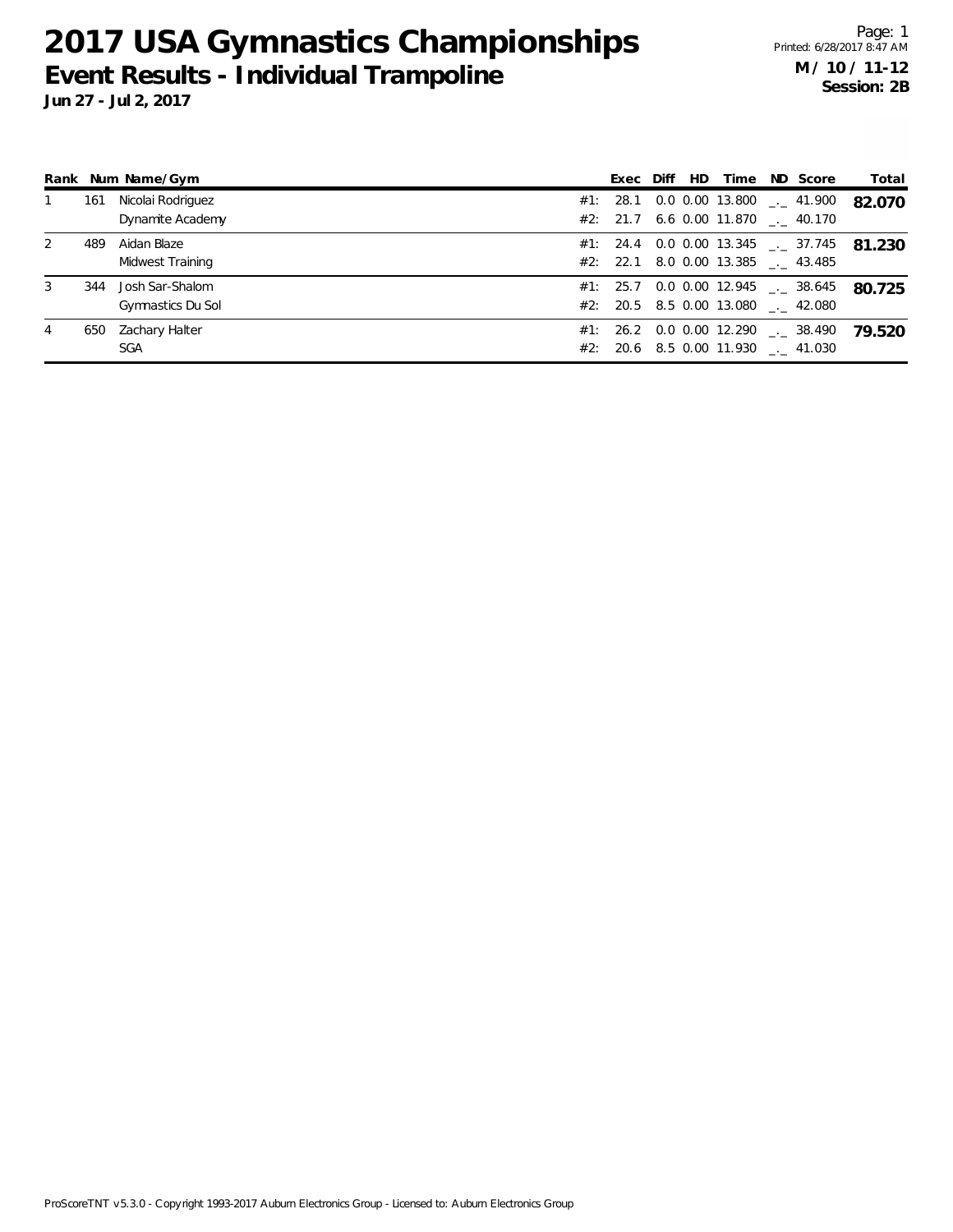# 2017 USA Gymnastics Championships

## Event Results - Individual Trampoline

**Jun 27 - Jul 2, 2017**

**M / 10 / 11-12**
**Session: 2B**

| Rank | Num | Name/Gym | | Exec | Diff | HD | Time | ND | Score | Total |
|---|---|---|---|---|---|---|---|---|---|---|
| 1 | 161 | Nicolai Rodriguez | #1: | 28.1 | 0.0 | 0.00 | 13.800 | _._ | 41.900 | **82.070** |
| | | Dynamite Academy | #2: | 21.7 | 6.6 | 0.00 | 11.870 | _._ | 40.170 | |
| 2 | 489 | Aidan Blaze | #1: | 24.4 | 0.0 | 0.00 | 13.345 | _._ | 37.745 | **81.230** |
| | | Midwest Training | #2: | 22.1 | 8.0 | 0.00 | 13.385 | _._ | 43.485 | |
| 3 | 344 | Josh Sar-Shalom | #1: | 25.7 | 0.0 | 0.00 | 12.945 | _._ | 38.645 | **80.725** |
| | | Gymnastics Du Sol | #2: | 20.5 | 8.5 | 0.00 | 13.080 | _._ | 42.080 | |
| 4 | 650 | Zachary Halter | #1: | 26.2 | 0.0 | 0.00 | 12.290 | _._ | 38.490 | **79.520** |
| | | SGA | #2: | 20.6 | 8.5 | 0.00 | 11.930 | _._ | 41.030 | |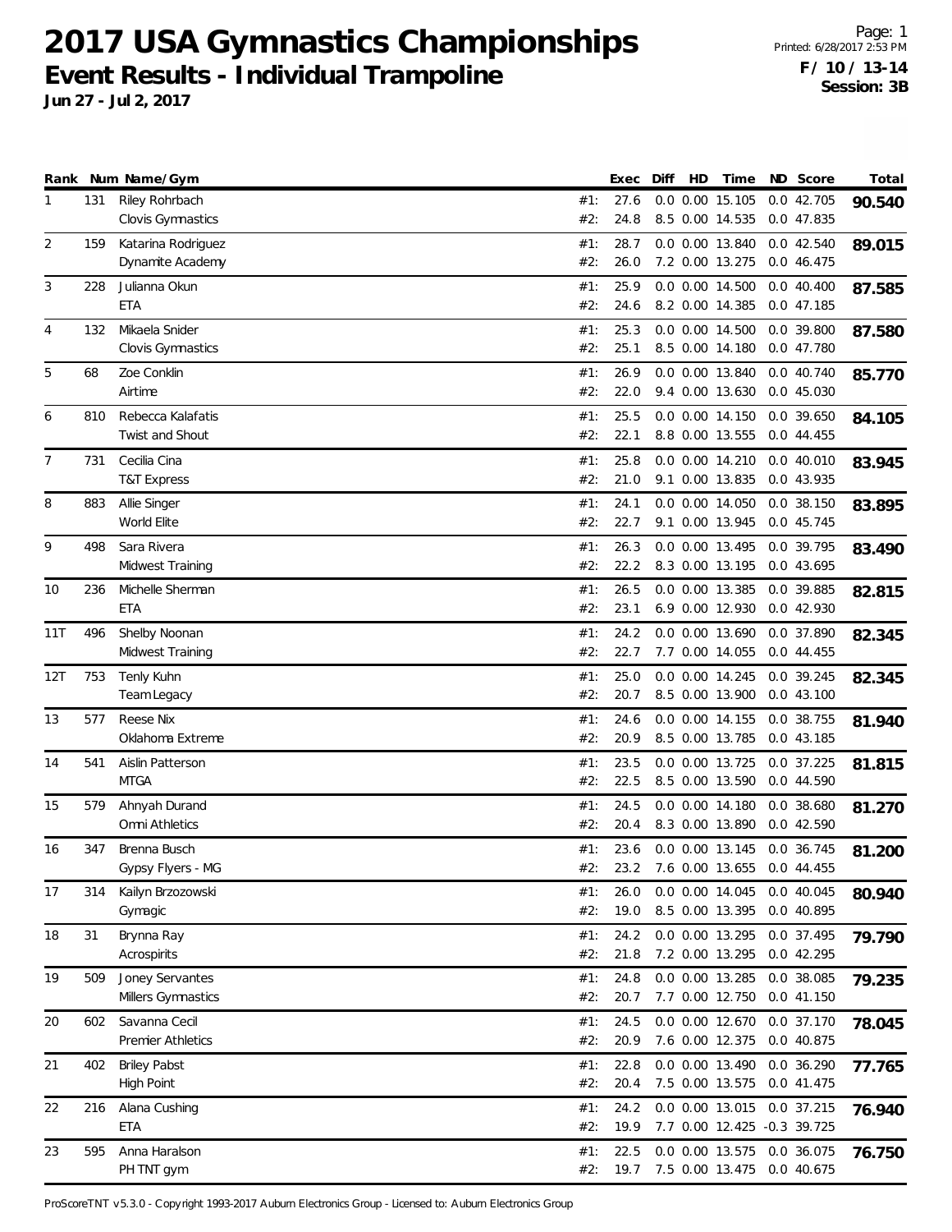# 2017 USA Gymnastics Championships

## Event Results - Individual Trampoline

**Jun 27 - Jul 2, 2017**

Page: 1
Printed: 6/28/2017 2:53 PM
**F / 10 / 13-14**
**Session: 3B**

| Rank | Num | Name/Gym | | Exec | Diff | HD | Time | ND | Score | Total |
|---|---|---|---|---|---|---|---|---|---|---|
| 1 | 131 | Riley Rohrbach | #1: | 27.6 | 0.0 | 0.00 | 15.105 | 0.0 | 42.705 | **90.540** |
| | | Clovis Gymnastics | #2: | 24.8 | 8.5 | 0.00 | 14.535 | 0.0 | 47.835 | |
| 2 | 159 | Katarina Rodriguez | #1: | 28.7 | 0.0 | 0.00 | 13.840 | 0.0 | 42.540 | **89.015** |
| | | Dynamite Academy | #2: | 26.0 | 7.2 | 0.00 | 13.275 | 0.0 | 46.475 | |
| 3 | 228 | Julianna Okun | #1: | 25.9 | 0.0 | 0.00 | 14.500 | 0.0 | 40.400 | **87.585** |
| | | ETA | #2: | 24.6 | 8.2 | 0.00 | 14.385 | 0.0 | 47.185 | |
| 4 | 132 | Mikaela Snider | #1: | 25.3 | 0.0 | 0.00 | 14.500 | 0.0 | 39.800 | **87.580** |
| | | Clovis Gymnastics | #2: | 25.1 | 8.5 | 0.00 | 14.180 | 0.0 | 47.780 | |
| 5 | 68 | Zoe Conklin | #1: | 26.9 | 0.0 | 0.00 | 13.840 | 0.0 | 40.740 | **85.770** |
| | | Airtime | #2: | 22.0 | 9.4 | 0.00 | 13.630 | 0.0 | 45.030 | |
| 6 | 810 | Rebecca Kalafatis | #1: | 25.5 | 0.0 | 0.00 | 14.150 | 0.0 | 39.650 | **84.105** |
| | | Twist and Shout | #2: | 22.1 | 8.8 | 0.00 | 13.555 | 0.0 | 44.455 | |
| 7 | 731 | Cecilia Cina | #1: | 25.8 | 0.0 | 0.00 | 14.210 | 0.0 | 40.010 | **83.945** |
| | | T&T Express | #2: | 21.0 | 9.1 | 0.00 | 13.835 | 0.0 | 43.935 | |
| 8 | 883 | Allie Singer | #1: | 24.1 | 0.0 | 0.00 | 14.050 | 0.0 | 38.150 | **83.895** |
| | | World Elite | #2: | 22.7 | 9.1 | 0.00 | 13.945 | 0.0 | 45.745 | |
| 9 | 498 | Sara Rivera | #1: | 26.3 | 0.0 | 0.00 | 13.495 | 0.0 | 39.795 | **83.490** |
| | | Midwest Training | #2: | 22.2 | 8.3 | 0.00 | 13.195 | 0.0 | 43.695 | |
| 10 | 236 | Michelle Sherman | #1: | 26.5 | 0.0 | 0.00 | 13.385 | 0.0 | 39.885 | **82.815** |
| | | ETA | #2: | 23.1 | 6.9 | 0.00 | 12.930 | 0.0 | 42.930 | |
| 11T | 496 | Shelby Noonan | #1: | 24.2 | 0.0 | 0.00 | 13.690 | 0.0 | 37.890 | **82.345** |
| | | Midwest Training | #2: | 22.7 | 7.7 | 0.00 | 14.055 | 0.0 | 44.455 | |
| 12T | 753 | Tenly Kuhn | #1: | 25.0 | 0.0 | 0.00 | 14.245 | 0.0 | 39.245 | **82.345** |
| | | Team Legacy | #2: | 20.7 | 8.5 | 0.00 | 13.900 | 0.0 | 43.100 | |
| 13 | 577 | Reese Nix | #1: | 24.6 | 0.0 | 0.00 | 14.155 | 0.0 | 38.755 | **81.940** |
| | | Oklahoma Extreme | #2: | 20.9 | 8.5 | 0.00 | 13.785 | 0.0 | 43.185 | |
| 14 | 541 | Aislin Patterson | #1: | 23.5 | 0.0 | 0.00 | 13.725 | 0.0 | 37.225 | **81.815** |
| | | MTGA | #2: | 22.5 | 8.5 | 0.00 | 13.590 | 0.0 | 44.590 | |
| 15 | 579 | Ahnyah Durand | #1: | 24.5 | 0.0 | 0.00 | 14.180 | 0.0 | 38.680 | **81.270** |
| | | Omni Athletics | #2: | 20.4 | 8.3 | 0.00 | 13.890 | 0.0 | 42.590 | |
| 16 | 347 | Brenna Busch | #1: | 23.6 | 0.0 | 0.00 | 13.145 | 0.0 | 36.745 | **81.200** |
| | | Gypsy Flyers - MG | #2: | 23.2 | 7.6 | 0.00 | 13.655 | 0.0 | 44.455 | |
| 17 | 314 | Kailyn Brzozowski | #1: | 26.0 | 0.0 | 0.00 | 14.045 | 0.0 | 40.045 | **80.940** |
| | | Gymagic | #2: | 19.0 | 8.5 | 0.00 | 13.395 | 0.0 | 40.895 | |
| 18 | 31 | Brynna Ray | #1: | 24.2 | 0.0 | 0.00 | 13.295 | 0.0 | 37.495 | **79.790** |
| | | Acrospirits | #2: | 21.8 | 7.2 | 0.00 | 13.295 | 0.0 | 42.295 | |
| 19 | 509 | Joney Servantes | #1: | 24.8 | 0.0 | 0.00 | 13.285 | 0.0 | 38.085 | **79.235** |
| | | Millers Gymnastics | #2: | 20.7 | 7.7 | 0.00 | 12.750 | 0.0 | 41.150 | |
| 20 | 602 | Savanna Cecil | #1: | 24.5 | 0.0 | 0.00 | 12.670 | 0.0 | 37.170 | **78.045** |
| | | Premier Athletics | #2: | 20.9 | 7.6 | 0.00 | 12.375 | 0.0 | 40.875 | |
| 21 | 402 | Briley Pabst | #1: | 22.8 | 0.0 | 0.00 | 13.490 | 0.0 | 36.290 | **77.765** |
| | | High Point | #2: | 20.4 | 7.5 | 0.00 | 13.575 | 0.0 | 41.475 | |
| 22 | 216 | Alana Cushing | #1: | 24.2 | 0.0 | 0.00 | 13.015 | 0.0 | 37.215 | **76.940** |
| | | ETA | #2: | 19.9 | 7.7 | 0.00 | 12.425 | -0.3 | 39.725 | |
| 23 | 595 | Anna Haralson | #1: | 22.5 | 0.0 | 0.00 | 13.575 | 0.0 | 36.075 | **76.750** |
| | | PH TNT gym | #2: | 19.7 | 7.5 | 0.00 | 13.475 | 0.0 | 40.675 | |

ProScoreTNT v5.3.0 - Copyright 1993-2017 Auburn Electronics Group - Licensed to: Auburn Electronics Group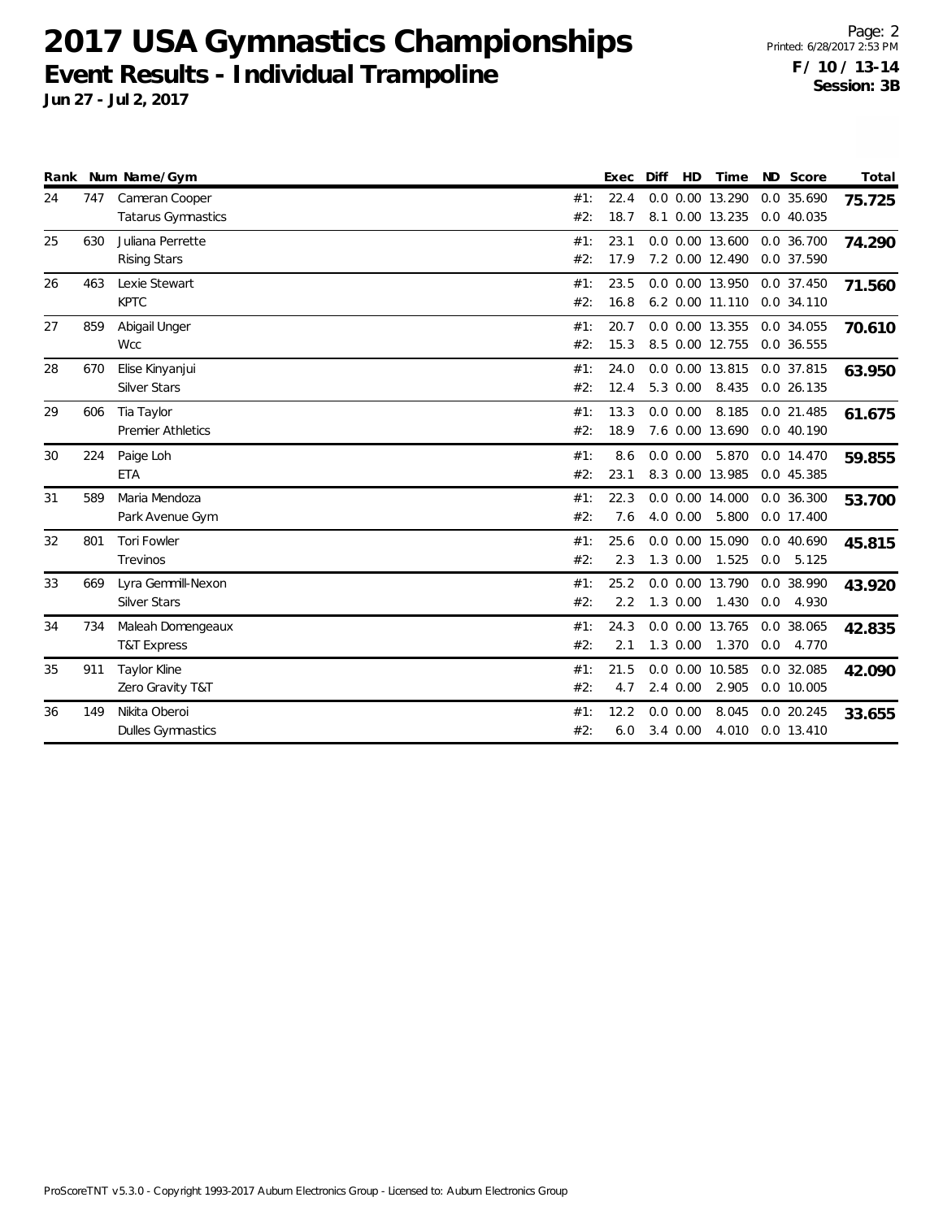# 2017 USA Gymnastics Championships

## Event Results - Individual Trampoline

**Jun 27 - Jul 2, 2017**

Printed: 6/28/2017 2:53 PM

**F / 10 / 13-14**
**Session: 3B**

| Rank | Num | Name/Gym | | Exec | Diff | HD | Time | ND | Score | Total |
|---|---|---|---|---|---|---|---|---|---|---|
| 24 | 747 | Cameran Cooper | #1: | 22.4 | 0.0 | 0.00 | 13.290 | 0.0 | 35.690 | **75.725** |
| | | Tatarus Gymnastics | #2: | 18.7 | 8.1 | 0.00 | 13.235 | 0.0 | 40.035 | |
| 25 | 630 | Juliana Perrette | #1: | 23.1 | 0.0 | 0.00 | 13.600 | 0.0 | 36.700 | **74.290** |
| | | Rising Stars | #2: | 17.9 | 7.2 | 0.00 | 12.490 | 0.0 | 37.590 | |
| 26 | 463 | Lexie Stewart | #1: | 23.5 | 0.0 | 0.00 | 13.950 | 0.0 | 37.450 | **71.560** |
| | | KPTC | #2: | 16.8 | 6.2 | 0.00 | 11.110 | 0.0 | 34.110 | |
| 27 | 859 | Abigail Unger | #1: | 20.7 | 0.0 | 0.00 | 13.355 | 0.0 | 34.055 | **70.610** |
| | | Wcc | #2: | 15.3 | 8.5 | 0.00 | 12.755 | 0.0 | 36.555 | |
| 28 | 670 | Elise Kinyanjui | #1: | 24.0 | 0.0 | 0.00 | 13.815 | 0.0 | 37.815 | **63.950** |
| | | Silver Stars | #2: | 12.4 | 5.3 | 0.00 | 8.435 | 0.0 | 26.135 | |
| 29 | 606 | Tia Taylor | #1: | 13.3 | 0.0 | 0.00 | 8.185 | 0.0 | 21.485 | **61.675** |
| | | Premier Athletics | #2: | 18.9 | 7.6 | 0.00 | 13.690 | 0.0 | 40.190 | |
| 30 | 224 | Paige Loh | #1: | 8.6 | 0.0 | 0.00 | 5.870 | 0.0 | 14.470 | **59.855** |
| | | ETA | #2: | 23.1 | 8.3 | 0.00 | 13.985 | 0.0 | 45.385 | |
| 31 | 589 | Maria Mendoza | #1: | 22.3 | 0.0 | 0.00 | 14.000 | 0.0 | 36.300 | **53.700** |
| | | Park Avenue Gym | #2: | 7.6 | 4.0 | 0.00 | 5.800 | 0.0 | 17.400 | |
| 32 | 801 | Tori Fowler | #1: | 25.6 | 0.0 | 0.00 | 15.090 | 0.0 | 40.690 | **45.815** |
| | | Trevinos | #2: | 2.3 | 1.3 | 0.00 | 1.525 | 0.0 | 5.125 | |
| 33 | 669 | Lyra Gemmill-Nexon | #1: | 25.2 | 0.0 | 0.00 | 13.790 | 0.0 | 38.990 | **43.920** |
| | | Silver Stars | #2: | 2.2 | 1.3 | 0.00 | 1.430 | 0.0 | 4.930 | |
| 34 | 734 | Maleah Domengeaux | #1: | 24.3 | 0.0 | 0.00 | 13.765 | 0.0 | 38.065 | **42.835** |
| | | T&T Express | #2: | 2.1 | 1.3 | 0.00 | 1.370 | 0.0 | 4.770 | |
| 35 | 911 | Taylor Kline | #1: | 21.5 | 0.0 | 0.00 | 10.585 | 0.0 | 32.085 | **42.090** |
| | | Zero Gravity T&T | #2: | 4.7 | 2.4 | 0.00 | 2.905 | 0.0 | 10.005 | |
| 36 | 149 | Nikita Oberoi | #1: | 12.2 | 0.0 | 0.00 | 8.045 | 0.0 | 20.245 | **33.655** |
| | | Dulles Gymnastics | #2: | 6.0 | 3.4 | 0.00 | 4.010 | 0.0 | 13.410 | |

ProScoreTNT v5.3.0 - Copyright 1993-2017 Auburn Electronics Group - Licensed to: Auburn Electronics Group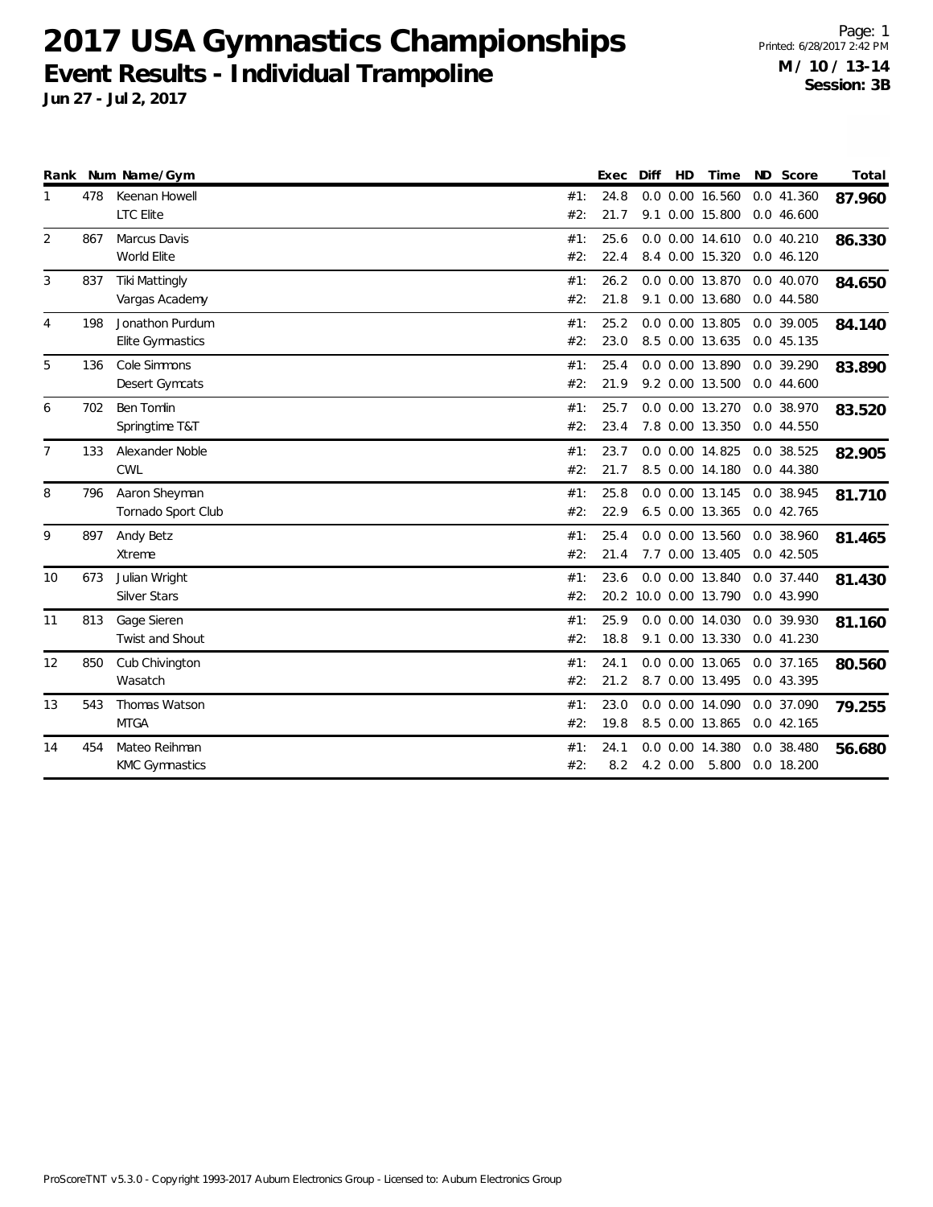# 2017 USA Gymnastics Championships

## Event Results - Individual Trampoline

**Jun 27 - Jul 2, 2017**

Printed: 6/28/2017 2:42 PM

**M / 10 / 13-14**
**Session: 3B**

| Rank | Num | Name/Gym | | Exec | Diff | HD | Time | ND | Score | Total |
|---|---|---|---|---|---|---|---|---|---|---|
| 1 | 478 | Keenan Howell | #1: | 24.8 | 0.0 | 0.00 | 16.560 | 0.0 | 41.360 | **87.960** |
| | | LTC Elite | #2: | 21.7 | 9.1 | 0.00 | 15.800 | 0.0 | 46.600 | |
| 2 | 867 | Marcus Davis | #1: | 25.6 | 0.0 | 0.00 | 14.610 | 0.0 | 40.210 | **86.330** |
| | | World Elite | #2: | 22.4 | 8.4 | 0.00 | 15.320 | 0.0 | 46.120 | |
| 3 | 837 | Tiki Mattingly | #1: | 26.2 | 0.0 | 0.00 | 13.870 | 0.0 | 40.070 | **84.650** |
| | | Vargas Academy | #2: | 21.8 | 9.1 | 0.00 | 13.680 | 0.0 | 44.580 | |
| 4 | 198 | Jonathon Purdum | #1: | 25.2 | 0.0 | 0.00 | 13.805 | 0.0 | 39.005 | **84.140** |
| | | Elite Gymnastics | #2: | 23.0 | 8.5 | 0.00 | 13.635 | 0.0 | 45.135 | |
| 5 | 136 | Cole Simmons | #1: | 25.4 | 0.0 | 0.00 | 13.890 | 0.0 | 39.290 | **83.890** |
| | | Desert Gymcats | #2: | 21.9 | 9.2 | 0.00 | 13.500 | 0.0 | 44.600 | |
| 6 | 702 | Ben Tomlin | #1: | 25.7 | 0.0 | 0.00 | 13.270 | 0.0 | 38.970 | **83.520** |
| | | Springtime T&T | #2: | 23.4 | 7.8 | 0.00 | 13.350 | 0.0 | 44.550 | |
| 7 | 133 | Alexander Noble | #1: | 23.7 | 0.0 | 0.00 | 14.825 | 0.0 | 38.525 | **82.905** |
| | | CWL | #2: | 21.7 | 8.5 | 0.00 | 14.180 | 0.0 | 44.380 | |
| 8 | 796 | Aaron Sheyman | #1: | 25.8 | 0.0 | 0.00 | 13.145 | 0.0 | 38.945 | **81.710** |
| | | Tornado Sport Club | #2: | 22.9 | 6.5 | 0.00 | 13.365 | 0.0 | 42.765 | |
| 9 | 897 | Andy Betz | #1: | 25.4 | 0.0 | 0.00 | 13.560 | 0.0 | 38.960 | **81.465** |
| | | Xtreme | #2: | 21.4 | 7.7 | 0.00 | 13.405 | 0.0 | 42.505 | |
| 10 | 673 | Julian Wright | #1: | 23.6 | 0.0 | 0.00 | 13.840 | 0.0 | 37.440 | **81.430** |
| | | Silver Stars | #2: | 20.2 | 10.0 | 0.00 | 13.790 | 0.0 | 43.990 | |
| 11 | 813 | Gage Sieren | #1: | 25.9 | 0.0 | 0.00 | 14.030 | 0.0 | 39.930 | **81.160** |
| | | Twist and Shout | #2: | 18.8 | 9.1 | 0.00 | 13.330 | 0.0 | 41.230 | |
| 12 | 850 | Cub Chivington | #1: | 24.1 | 0.0 | 0.00 | 13.065 | 0.0 | 37.165 | **80.560** |
| | | Wasatch | #2: | 21.2 | 8.7 | 0.00 | 13.495 | 0.0 | 43.395 | |
| 13 | 543 | Thomas Watson | #1: | 23.0 | 0.0 | 0.00 | 14.090 | 0.0 | 37.090 | **79.255** |
| | | MTGA | #2: | 19.8 | 8.5 | 0.00 | 13.865 | 0.0 | 42.165 | |
| 14 | 454 | Mateo Reihman | #1: | 24.1 | 0.0 | 0.00 | 14.380 | 0.0 | 38.480 | **56.680** |
| | | KMC Gymnastics | #2: | 8.2 | 4.2 | 0.00 | 5.800 | 0.0 | 18.200 | |

ProScoreTNT v5.3.0 - Copyright 1993-2017 Auburn Electronics Group - Licensed to: Auburn Electronics Group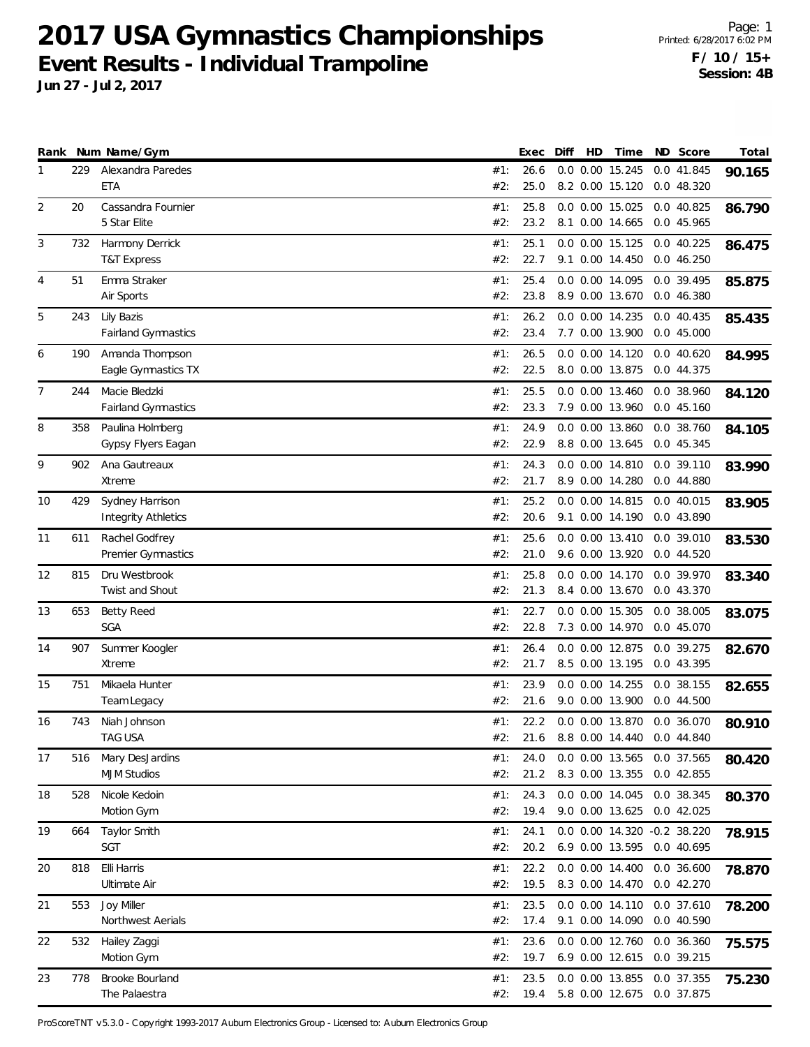# 2017 USA Gymnastics Championships

## Event Results - Individual Trampoline

**Jun 27 - Jul 2, 2017**

Printed: 6/28/2017 6:02 PM

**F / 10 / 15+**
**Session: 4B**

| Rank | Num | Name/Gym | | Exec | Diff | HD | Time | ND | Score | Total |
|---|---|---|---|---|---|---|---|---|---|---|
| 1 | 229 | Alexandra Paredes | #1: | 26.6 | 0.0 | 0.00 | 15.245 | 0.0 | 41.845 | **90.165** |
| | | ETA | #2: | 25.0 | 8.2 | 0.00 | 15.120 | 0.0 | 48.320 | |
| 2 | 20 | Cassandra Fournier | #1: | 25.8 | 0.0 | 0.00 | 15.025 | 0.0 | 40.825 | **86.790** |
| | | 5 Star Elite | #2: | 23.2 | 8.1 | 0.00 | 14.665 | 0.0 | 45.965 | |
| 3 | 732 | Harmony Derrick | #1: | 25.1 | 0.0 | 0.00 | 15.125 | 0.0 | 40.225 | **86.475** |
| | | T&T Express | #2: | 22.7 | 9.1 | 0.00 | 14.450 | 0.0 | 46.250 | |
| 4 | 51 | Emma Straker | #1: | 25.4 | 0.0 | 0.00 | 14.095 | 0.0 | 39.495 | **85.875** |
| | | Air Sports | #2: | 23.8 | 8.9 | 0.00 | 13.670 | 0.0 | 46.380 | |
| 5 | 243 | Lily Bazis | #1: | 26.2 | 0.0 | 0.00 | 14.235 | 0.0 | 40.435 | **85.435** |
| | | Fairland Gymnastics | #2: | 23.4 | 7.7 | 0.00 | 13.900 | 0.0 | 45.000 | |
| 6 | 190 | Amanda Thompson | #1: | 26.5 | 0.0 | 0.00 | 14.120 | 0.0 | 40.620 | **84.995** |
| | | Eagle Gymnastics TX | #2: | 22.5 | 8.0 | 0.00 | 13.875 | 0.0 | 44.375 | |
| 7 | 244 | Macie Bledzki | #1: | 25.5 | 0.0 | 0.00 | 13.460 | 0.0 | 38.960 | **84.120** |
| | | Fairland Gymnastics | #2: | 23.3 | 7.9 | 0.00 | 13.960 | 0.0 | 45.160 | |
| 8 | 358 | Paulina Holmberg | #1: | 24.9 | 0.0 | 0.00 | 13.860 | 0.0 | 38.760 | **84.105** |
| | | Gypsy Flyers Eagan | #2: | 22.9 | 8.8 | 0.00 | 13.645 | 0.0 | 45.345 | |
| 9 | 902 | Ana Gautreaux | #1: | 24.3 | 0.0 | 0.00 | 14.810 | 0.0 | 39.110 | **83.990** |
| | | Xtreme | #2: | 21.7 | 8.9 | 0.00 | 14.280 | 0.0 | 44.880 | |
| 10 | 429 | Sydney Harrison | #1: | 25.2 | 0.0 | 0.00 | 14.815 | 0.0 | 40.015 | **83.905** |
| | | Integrity Athletics | #2: | 20.6 | 9.1 | 0.00 | 14.190 | 0.0 | 43.890 | |
| 11 | 611 | Rachel Godfrey | #1: | 25.6 | 0.0 | 0.00 | 13.410 | 0.0 | 39.010 | **83.530** |
| | | Premier Gymnastics | #2: | 21.0 | 9.6 | 0.00 | 13.920 | 0.0 | 44.520 | |
| 12 | 815 | Dru Westbrook | #1: | 25.8 | 0.0 | 0.00 | 14.170 | 0.0 | 39.970 | **83.340** |
| | | Twist and Shout | #2: | 21.3 | 8.4 | 0.00 | 13.670 | 0.0 | 43.370 | |
| 13 | 653 | Betty Reed | #1: | 22.7 | 0.0 | 0.00 | 15.305 | 0.0 | 38.005 | **83.075** |
| | | SGA | #2: | 22.8 | 7.3 | 0.00 | 14.970 | 0.0 | 45.070 | |
| 14 | 907 | Summer Koogler | #1: | 26.4 | 0.0 | 0.00 | 12.875 | 0.0 | 39.275 | **82.670** |
| | | Xtreme | #2: | 21.7 | 8.5 | 0.00 | 13.195 | 0.0 | 43.395 | |
| 15 | 751 | Mikaela Hunter | #1: | 23.9 | 0.0 | 0.00 | 14.255 | 0.0 | 38.155 | **82.655** |
| | | Team Legacy | #2: | 21.6 | 9.0 | 0.00 | 13.900 | 0.0 | 44.500 | |
| 16 | 743 | Niah Johnson | #1: | 22.2 | 0.0 | 0.00 | 13.870 | 0.0 | 36.070 | **80.910** |
| | | TAG USA | #2: | 21.6 | 8.8 | 0.00 | 14.440 | 0.0 | 44.840 | |
| 17 | 516 | Mary DesJardins | #1: | 24.0 | 0.0 | 0.00 | 13.565 | 0.0 | 37.565 | **80.420** |
| | | MJM Studios | #2: | 21.2 | 8.3 | 0.00 | 13.355 | 0.0 | 42.855 | |
| 18 | 528 | Nicole Kedoin | #1: | 24.3 | 0.0 | 0.00 | 14.045 | 0.0 | 38.345 | **80.370** |
| | | Motion Gym | #2: | 19.4 | 9.0 | 0.00 | 13.625 | 0.0 | 42.025 | |
| 19 | 664 | Taylor Smith | #1: | 24.1 | 0.0 | 0.00 | 14.320 | -0.2 | 38.220 | **78.915** |
| | | SGT | #2: | 20.2 | 6.9 | 0.00 | 13.595 | 0.0 | 40.695 | |
| 20 | 818 | Elli Harris | #1: | 22.2 | 0.0 | 0.00 | 14.400 | 0.0 | 36.600 | **78.870** |
| | | Ultimate Air | #2: | 19.5 | 8.3 | 0.00 | 14.470 | 0.0 | 42.270 | |
| 21 | 553 | Joy Miller | #1: | 23.5 | 0.0 | 0.00 | 14.110 | 0.0 | 37.610 | **78.200** |
| | | Northwest Aerials | #2: | 17.4 | 9.1 | 0.00 | 14.090 | 0.0 | 40.590 | |
| 22 | 532 | Hailey Zaggi | #1: | 23.6 | 0.0 | 0.00 | 12.760 | 0.0 | 36.360 | **75.575** |
| | | Motion Gym | #2: | 19.7 | 6.9 | 0.00 | 12.615 | 0.0 | 39.215 | |
| 23 | 778 | Brooke Bourland | #1: | 23.5 | 0.0 | 0.00 | 13.855 | 0.0 | 37.355 | **75.230** |
| | | The Palaestra | #2: | 19.4 | 5.8 | 0.00 | 12.675 | 0.0 | 37.875 | |

ProScoreTNT v5.3.0 - Copyright 1993-2017 Auburn Electronics Group - Licensed to: Auburn Electronics Group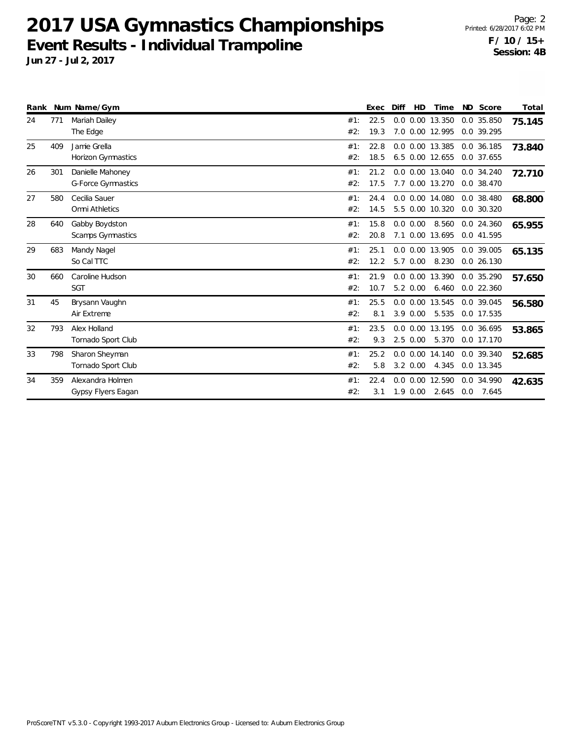# 2017 USA Gymnastics Championships

## Event Results - Individual Trampoline

**Jun 27 - Jul 2, 2017**

**F / 10 / 15+**
**Session: 4B**

| Rank | Num | Name/Gym | | Exec | Diff | HD | Time | ND | Score | Total |
|---|---|---|---|---|---|---|---|---|---|---|
| 24 | 771 | Mariah Dailey | #1: | 22.5 | 0.0 | 0.00 | 13.350 | 0.0 | 35.850 | **75.145** |
| | | The Edge | #2: | 19.3 | 7.0 | 0.00 | 12.995 | 0.0 | 39.295 | |
| 25 | 409 | Jamie Grella | #1: | 22.8 | 0.0 | 0.00 | 13.385 | 0.0 | 36.185 | **73.840** |
| | | Horizon Gymnastics | #2: | 18.5 | 6.5 | 0.00 | 12.655 | 0.0 | 37.655 | |
| 26 | 301 | Danielle Mahoney | #1: | 21.2 | 0.0 | 0.00 | 13.040 | 0.0 | 34.240 | **72.710** |
| | | G-Force Gymnastics | #2: | 17.5 | 7.7 | 0.00 | 13.270 | 0.0 | 38.470 | |
| 27 | 580 | Cecilia Sauer | #1: | 24.4 | 0.0 | 0.00 | 14.080 | 0.0 | 38.480 | **68.800** |
| | | Omni Athletics | #2: | 14.5 | 5.5 | 0.00 | 10.320 | 0.0 | 30.320 | |
| 28 | 640 | Gabby Boydston | #1: | 15.8 | 0.0 | 0.00 | 8.560 | 0.0 | 24.360 | **65.955** |
| | | Scamps Gymnastics | #2: | 20.8 | 7.1 | 0.00 | 13.695 | 0.0 | 41.595 | |
| 29 | 683 | Mandy Nagel | #1: | 25.1 | 0.0 | 0.00 | 13.905 | 0.0 | 39.005 | **65.135** |
| | | So Cal TTC | #2: | 12.2 | 5.7 | 0.00 | 8.230 | 0.0 | 26.130 | |
| 30 | 660 | Caroline Hudson | #1: | 21.9 | 0.0 | 0.00 | 13.390 | 0.0 | 35.290 | **57.650** |
| | | SGT | #2: | 10.7 | 5.2 | 0.00 | 6.460 | 0.0 | 22.360 | |
| 31 | 45 | Brysann Vaughn | #1: | 25.5 | 0.0 | 0.00 | 13.545 | 0.0 | 39.045 | **56.580** |
| | | Air Extreme | #2: | 8.1 | 3.9 | 0.00 | 5.535 | 0.0 | 17.535 | |
| 32 | 793 | Alex Holland | #1: | 23.5 | 0.0 | 0.00 | 13.195 | 0.0 | 36.695 | **53.865** |
| | | Tornado Sport Club | #2: | 9.3 | 2.5 | 0.00 | 5.370 | 0.0 | 17.170 | |
| 33 | 798 | Sharon Sheyman | #1: | 25.2 | 0.0 | 0.00 | 14.140 | 0.0 | 39.340 | **52.685** |
| | | Tornado Sport Club | #2: | 5.8 | 3.2 | 0.00 | 4.345 | 0.0 | 13.345 | |
| 34 | 359 | Alexandra Holmen | #1: | 22.4 | 0.0 | 0.00 | 12.590 | 0.0 | 34.990 | **42.635** |
| | | Gypsy Flyers Eagan | #2: | 3.1 | 1.9 | 0.00 | 2.645 | 0.0 | 7.645 | |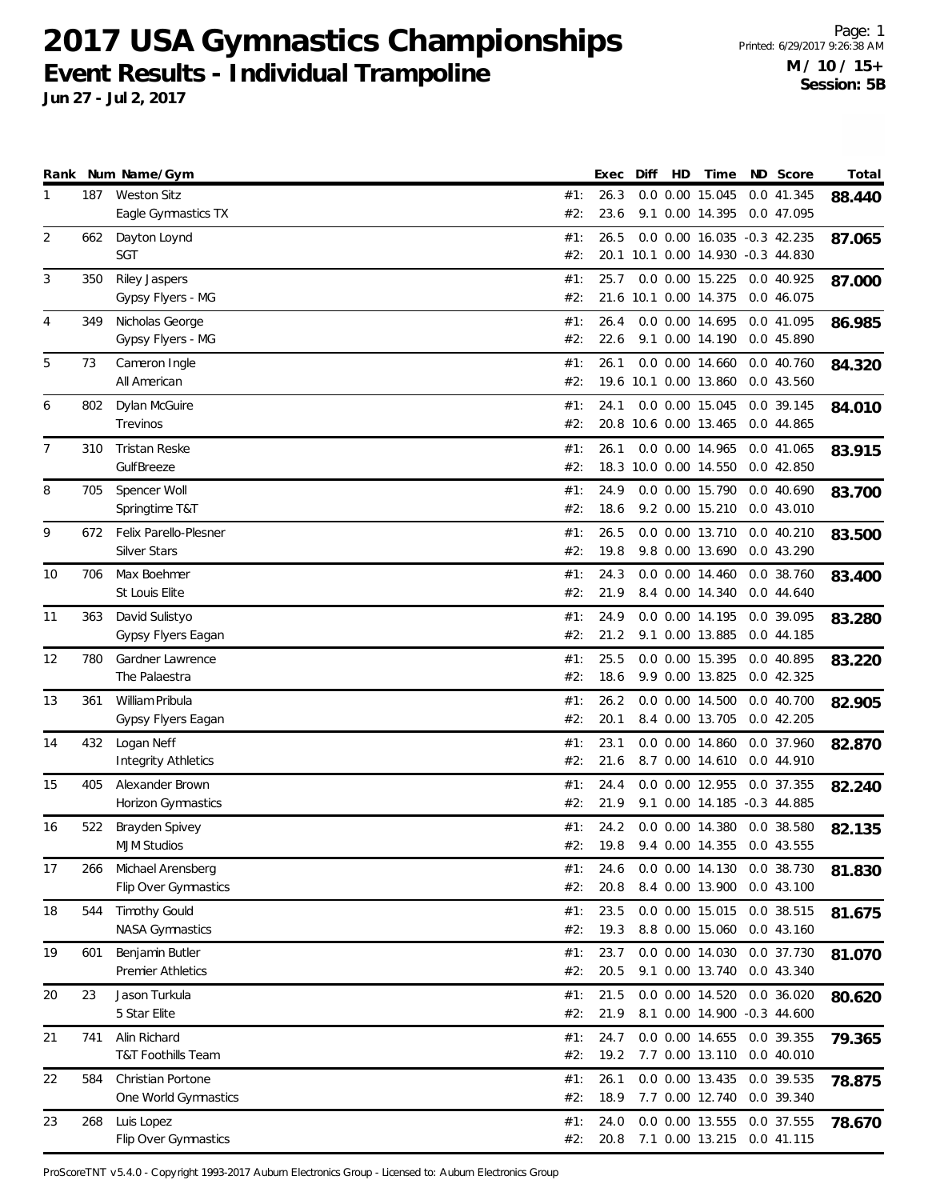# 2017 USA Gymnastics Championships

## Event Results - Individual Trampoline

**Jun 27 - Jul 2, 2017**

**M / 10 / 15+**
**Session: 5B**

| Rank | Num | Name/Gym | | Exec | Diff | HD | Time | ND | Score | Total |
|---|---|---|---|---|---|---|---|---|---|---|
| 1 | 187 | Weston Sitz | #1: | 26.3 | 0.0 | 0.00 | 15.045 | 0.0 | 41.345 | **88.440** |
| | | Eagle Gymnastics TX | #2: | 23.6 | 9.1 | 0.00 | 14.395 | 0.0 | 47.095 | |
| 2 | 662 | Dayton Loynd | #1: | 26.5 | 0.0 | 0.00 | 16.035 | -0.3 | 42.235 | **87.065** |
| | | SGT | #2: | 20.1 | 10.1 | 0.00 | 14.930 | -0.3 | 44.830 | |
| 3 | 350 | Riley Jaspers | #1: | 25.7 | 0.0 | 0.00 | 15.225 | 0.0 | 40.925 | **87.000** |
| | | Gypsy Flyers - MG | #2: | 21.6 | 10.1 | 0.00 | 14.375 | 0.0 | 46.075 | |
| 4 | 349 | Nicholas George | #1: | 26.4 | 0.0 | 0.00 | 14.695 | 0.0 | 41.095 | **86.985** |
| | | Gypsy Flyers - MG | #2: | 22.6 | 9.1 | 0.00 | 14.190 | 0.0 | 45.890 | |
| 5 | 73 | Cameron Ingle | #1: | 26.1 | 0.0 | 0.00 | 14.660 | 0.0 | 40.760 | **84.320** |
| | | All American | #2: | 19.6 | 10.1 | 0.00 | 13.860 | 0.0 | 43.560 | |
| 6 | 802 | Dylan McGuire | #1: | 24.1 | 0.0 | 0.00 | 15.045 | 0.0 | 39.145 | **84.010** |
| | | Trevinos | #2: | 20.8 | 10.6 | 0.00 | 13.465 | 0.0 | 44.865 | |
| 7 | 310 | Tristan Reske | #1: | 26.1 | 0.0 | 0.00 | 14.965 | 0.0 | 41.065 | **83.915** |
| | | GulfBreeze | #2: | 18.3 | 10.0 | 0.00 | 14.550 | 0.0 | 42.850 | |
| 8 | 705 | Spencer Woll | #1: | 24.9 | 0.0 | 0.00 | 15.790 | 0.0 | 40.690 | **83.700** |
| | | Springtime T&T | #2: | 18.6 | 9.2 | 0.00 | 15.210 | 0.0 | 43.010 | |
| 9 | 672 | Felix Parello-Plesner | #1: | 26.5 | 0.0 | 0.00 | 13.710 | 0.0 | 40.210 | **83.500** |
| | | Silver Stars | #2: | 19.8 | 9.8 | 0.00 | 13.690 | 0.0 | 43.290 | |
| 10 | 706 | Max Boehmer | #1: | 24.3 | 0.0 | 0.00 | 14.460 | 0.0 | 38.760 | **83.400** |
| | | St Louis Elite | #2: | 21.9 | 8.4 | 0.00 | 14.340 | 0.0 | 44.640 | |
| 11 | 363 | David Sulistyo | #1: | 24.9 | 0.0 | 0.00 | 14.195 | 0.0 | 39.095 | **83.280** |
| | | Gypsy Flyers Eagan | #2: | 21.2 | 9.1 | 0.00 | 13.885 | 0.0 | 44.185 | |
| 12 | 780 | Gardner Lawrence | #1: | 25.5 | 0.0 | 0.00 | 15.395 | 0.0 | 40.895 | **83.220** |
| | | The Palaestra | #2: | 18.6 | 9.9 | 0.00 | 13.825 | 0.0 | 42.325 | |
| 13 | 361 | William Pribula | #1: | 26.2 | 0.0 | 0.00 | 14.500 | 0.0 | 40.700 | **82.905** |
| | | Gypsy Flyers Eagan | #2: | 20.1 | 8.4 | 0.00 | 13.705 | 0.0 | 42.205 | |
| 14 | 432 | Logan Neff | #1: | 23.1 | 0.0 | 0.00 | 14.860 | 0.0 | 37.960 | **82.870** |
| | | Integrity Athletics | #2: | 21.6 | 8.7 | 0.00 | 14.610 | 0.0 | 44.910 | |
| 15 | 405 | Alexander Brown | #1: | 24.4 | 0.0 | 0.00 | 12.955 | 0.0 | 37.355 | **82.240** |
| | | Horizon Gymnastics | #2: | 21.9 | 9.1 | 0.00 | 14.185 | -0.3 | 44.885 | |
| 16 | 522 | Brayden Spivey | #1: | 24.2 | 0.0 | 0.00 | 14.380 | 0.0 | 38.580 | **82.135** |
| | | MJM Studios | #2: | 19.8 | 9.4 | 0.00 | 14.355 | 0.0 | 43.555 | |
| 17 | 266 | Michael Arensberg | #1: | 24.6 | 0.0 | 0.00 | 14.130 | 0.0 | 38.730 | **81.830** |
| | | Flip Over Gymnastics | #2: | 20.8 | 8.4 | 0.00 | 13.900 | 0.0 | 43.100 | |
| 18 | 544 | Timothy Gould | #1: | 23.5 | 0.0 | 0.00 | 15.015 | 0.0 | 38.515 | **81.675** |
| | | NASA Gymnastics | #2: | 19.3 | 8.8 | 0.00 | 15.060 | 0.0 | 43.160 | |
| 19 | 601 | Benjamin Butler | #1: | 23.7 | 0.0 | 0.00 | 14.030 | 0.0 | 37.730 | **81.070** |
| | | Premier Athletics | #2: | 20.5 | 9.1 | 0.00 | 13.740 | 0.0 | 43.340 | |
| 20 | 23 | Jason Turkula | #1: | 21.5 | 0.0 | 0.00 | 14.520 | 0.0 | 36.020 | **80.620** |
| | | 5 Star Elite | #2: | 21.9 | 8.1 | 0.00 | 14.900 | -0.3 | 44.600 | |
| 21 | 741 | Alin Richard | #1: | 24.7 | 0.0 | 0.00 | 14.655 | 0.0 | 39.355 | **79.365** |
| | | T&T Foothills Team | #2: | 19.2 | 7.7 | 0.00 | 13.110 | 0.0 | 40.010 | |
| 22 | 584 | Christian Portone | #1: | 26.1 | 0.0 | 0.00 | 13.435 | 0.0 | 39.535 | **78.875** |
| | | One World Gymnastics | #2: | 18.9 | 7.7 | 0.00 | 12.740 | 0.0 | 39.340 | |
| 23 | 268 | Luis Lopez | #1: | 24.0 | 0.0 | 0.00 | 13.555 | 0.0 | 37.555 | **78.670** |
| | | Flip Over Gymnastics | #2: | 20.8 | 7.1 | 0.00 | 13.215 | 0.0 | 41.115 | |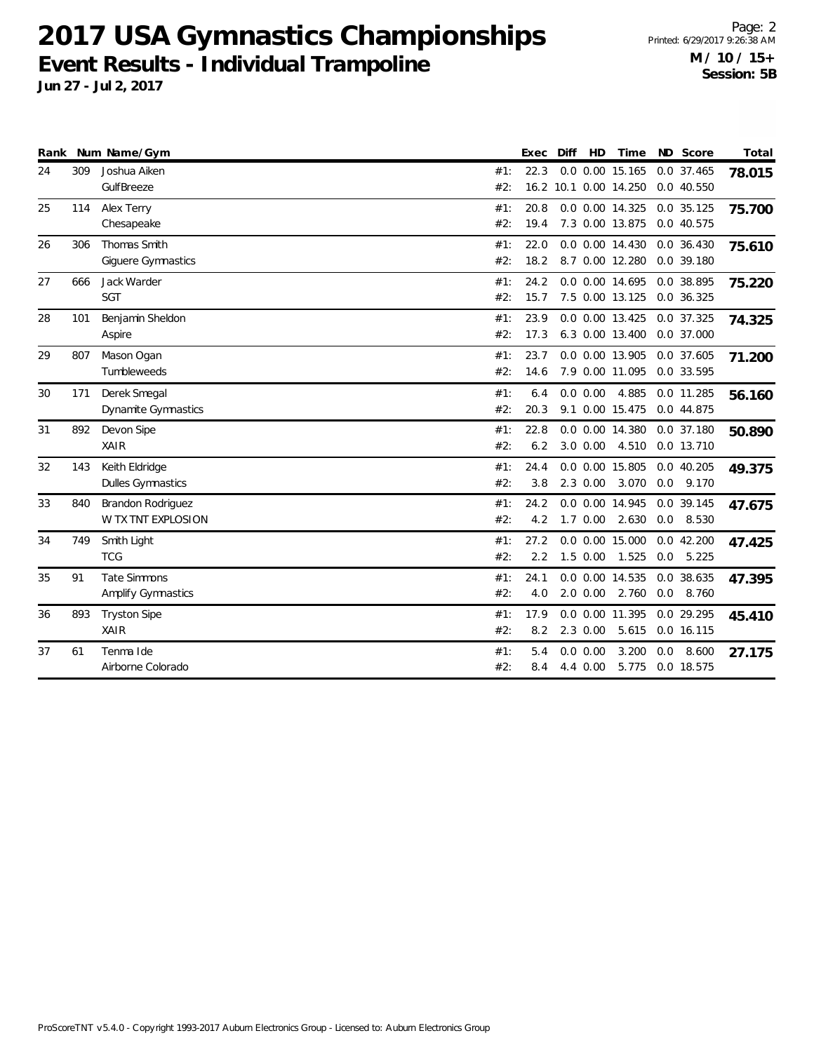# 2017 USA Gymnastics Championships

## Event Results - Individual Trampoline

**Jun 27 - Jul 2, 2017**

Printed: 6/29/2017 9:26:38 AM

**M / 10 / 15+**
**Session: 5B**

| Rank | Num | Name/Gym | | Exec | Diff | HD | Time | ND | Score | Total |
|---|---|---|---|---|---|---|---|---|---|---|
| 24 | 309 | Joshua Aiken | #1: | 22.3 | 0.0 | 0.00 | 15.165 | 0.0 | 37.465 | **78.015** |
| | | GulfBreeze | #2: | 16.2 | 10.1 | 0.00 | 14.250 | 0.0 | 40.550 | |
| 25 | 114 | Alex Terry | #1: | 20.8 | 0.0 | 0.00 | 14.325 | 0.0 | 35.125 | **75.700** |
| | | Chesapeake | #2: | 19.4 | 7.3 | 0.00 | 13.875 | 0.0 | 40.575 | |
| 26 | 306 | Thomas Smith | #1: | 22.0 | 0.0 | 0.00 | 14.430 | 0.0 | 36.430 | **75.610** |
| | | Giguere Gymnastics | #2: | 18.2 | 8.7 | 0.00 | 12.280 | 0.0 | 39.180 | |
| 27 | 666 | Jack Warder | #1: | 24.2 | 0.0 | 0.00 | 14.695 | 0.0 | 38.895 | **75.220** |
| | | SGT | #2: | 15.7 | 7.5 | 0.00 | 13.125 | 0.0 | 36.325 | |
| 28 | 101 | Benjamin Sheldon | #1: | 23.9 | 0.0 | 0.00 | 13.425 | 0.0 | 37.325 | **74.325** |
| | | Aspire | #2: | 17.3 | 6.3 | 0.00 | 13.400 | 0.0 | 37.000 | |
| 29 | 807 | Mason Ogan | #1: | 23.7 | 0.0 | 0.00 | 13.905 | 0.0 | 37.605 | **71.200** |
| | | Tumbleweeds | #2: | 14.6 | 7.9 | 0.00 | 11.095 | 0.0 | 33.595 | |
| 30 | 171 | Derek Smegal | #1: | 6.4 | 0.0 | 0.00 | 4.885 | 0.0 | 11.285 | **56.160** |
| | | Dynamite Gymnastics | #2: | 20.3 | 9.1 | 0.00 | 15.475 | 0.0 | 44.875 | |
| 31 | 892 | Devon Sipe | #1: | 22.8 | 0.0 | 0.00 | 14.380 | 0.0 | 37.180 | **50.890** |
| | | XAIR | #2: | 6.2 | 3.0 | 0.00 | 4.510 | 0.0 | 13.710 | |
| 32 | 143 | Keith Eldridge | #1: | 24.4 | 0.0 | 0.00 | 15.805 | 0.0 | 40.205 | **49.375** |
| | | Dulles Gymnastics | #2: | 3.8 | 2.3 | 0.00 | 3.070 | 0.0 | 9.170 | |
| 33 | 840 | Brandon Rodriguez | #1: | 24.2 | 0.0 | 0.00 | 14.945 | 0.0 | 39.145 | **47.675** |
| | | W TX TNT EXPLOSION | #2: | 4.2 | 1.7 | 0.00 | 2.630 | 0.0 | 8.530 | |
| 34 | 749 | Smith Light | #1: | 27.2 | 0.0 | 0.00 | 15.000 | 0.0 | 42.200 | **47.425** |
| | | TCG | #2: | 2.2 | 1.5 | 0.00 | 1.525 | 0.0 | 5.225 | |
| 35 | 91 | Tate Simmons | #1: | 24.1 | 0.0 | 0.00 | 14.535 | 0.0 | 38.635 | **47.395** |
| | | Amplify Gymnastics | #2: | 4.0 | 2.0 | 0.00 | 2.760 | 0.0 | 8.760 | |
| 36 | 893 | Tryston Sipe | #1: | 17.9 | 0.0 | 0.00 | 11.395 | 0.0 | 29.295 | **45.410** |
| | | XAIR | #2: | 8.2 | 2.3 | 0.00 | 5.615 | 0.0 | 16.115 | |
| 37 | 61 | Tenma Ide | #1: | 5.4 | 0.0 | 0.00 | 3.200 | 0.0 | 8.600 | **27.175** |
| | | Airborne Colorado | #2: | 8.4 | 4.4 | 0.00 | 5.775 | 0.0 | 18.575 | |

ProScoreTNT v5.4.0 - Copyright 1993-2017 Auburn Electronics Group - Licensed to: Auburn Electronics Group